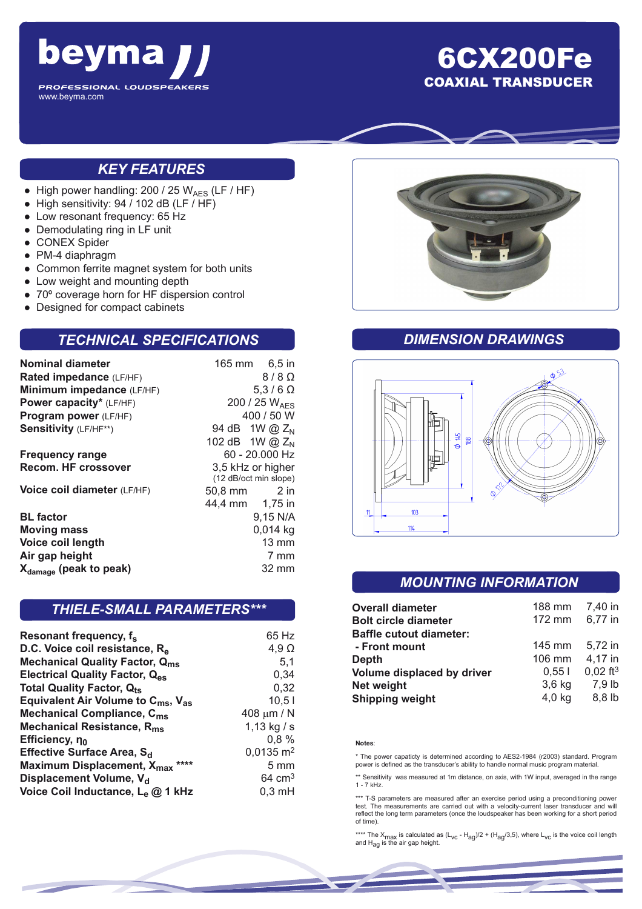# beyma

PROFESSIONAL LOUDSPEAKERS
www.beyma.com

# 6CX200Fe

## COAXIAL TRANSDUCER

## KEY FEATURES

- High power handling: 200 / 25 $W_{AES}$ (LF / HF)
- High sensitivity: 94 / 102 dB (LF / HF)
- Low resonant frequency: 65 Hz
- Demodulating ring in LF unit
- CONEX Spider
- PM-4 diaphragm
- Common ferrite magnet system for both units
- Low weight and mounting depth
- 70º coverage horn for HF dispersion control
- Designed for compact cabinets

## TECHNICAL SPECIFICATIONS

| | | |
|---|---|---|
| **Nominal diameter** | 165 mm | 6,5 in |
| **Rated impedance** (LF/HF) | | 8 / 8 Ω |
| **Minimum impedance** (LF/HF) | | 5,3 / 6 Ω |
| **Power capacity*** (LF/HF) | | 200 / 25 $W_{AES}$ |
| **Program power** (LF/HF) | | 400 / 50 W |
| **Sensitivity** (LF/HF**) | 94 dB | 1W @ $Z_N$ |
| | 102 dB | 1W @ $Z_N$ |
| **Frequency range** | | 60 - 20.000 Hz |
| **Recom. HF crossover** | | 3,5 kHz or higher (12 dB/oct min slope) |
| **Voice coil diameter** (LF/HF) | 50,8 mm | 2 in |
| | 44,4 mm | 1,75 in |
| **BL factor** | | 9,15 N/A |
| **Moving mass** | | 0,014 kg |
| **Voice coil length** | | 13 mm |
| **Air gap height** | | 7 mm |
| **$X_{damage}$ (peak to peak)** | | 32 mm |

## THIELE-SMALL PARAMETERS***

| | |
|---|---|
| **Resonant frequency, $f_s$** | 65 Hz |
| **D.C. Voice coil resistance, $R_e$** | 4,9 Ω |
| **Mechanical Quality Factor, $Q_{ms}$** | 5,1 |
| **Electrical Quality Factor, $Q_{es}$** | 0,34 |
| **Total Quality Factor, $Q_{ts}$** | 0,32 |
| **Equivalent Air Volume to $C_{ms}$, $V_{as}$** | 10,5 l |
| **Mechanical Compliance, $C_{ms}$** | 408 μm / N |
| **Mechanical Resistance, $R_{ms}$** | 1,13 kg / s |
| **Efficiency, $\eta_0$** | 0,8 % |
| **Effective Surface Area, $S_d$** | 0,0135 $m^2$ |
| **Maximum Displacement, $X_{max}$ \*\*\*\*** | 5 mm |
| **Displacement Volume, $V_d$** | 64 $cm^3$ |
| **Voice Coil Inductance, $L_e$ @ 1 kHz** | 0,3 mH |

## DIMENSION DRAWINGS

## MOUNTING INFORMATION

| | | |
|---|---|---|
| **Overall diameter** | 188 mm | 7,40 in |
| **Bolt circle diameter** | 172 mm | 6,77 in |
| **Baffle cutout diameter:** | | |
| **- Front mount** | 145 mm | 5,72 in |
| **Depth** | 106 mm | 4,17 in |
| **Volume displaced by driver** | 0,55 l | 0,02 $ft^3$ |
| **Net weight** | 3,6 kg | 7,9 lb |
| **Shipping weight** | 4,0 kg | 8,8 lb |

**Notes**:

\* The power capaticy is determined according to AES2-1984 (r2003) standard. Program power is defined as the transducer's ability to handle normal music program material.

\*\* Sensitivity was measured at 1m distance, on axis, with 1W input, averaged in the range 1 - 7 kHz.

\*\*\* T-S parameters are measured after an exercise period using a preconditioning power test. The measurements are carried out with a velocity-current laser transducer and will reflect the long term parameters (once the loudspeaker has been working for a short period of time).

\*\*\*\* The $X_{max}$ is calculated as $(L_{VC} - H_{ag})/2 + (H_{ag}/3,5)$, where $L_{VC}$ is the voice coil length and $H_{ag}$ is the air gap height.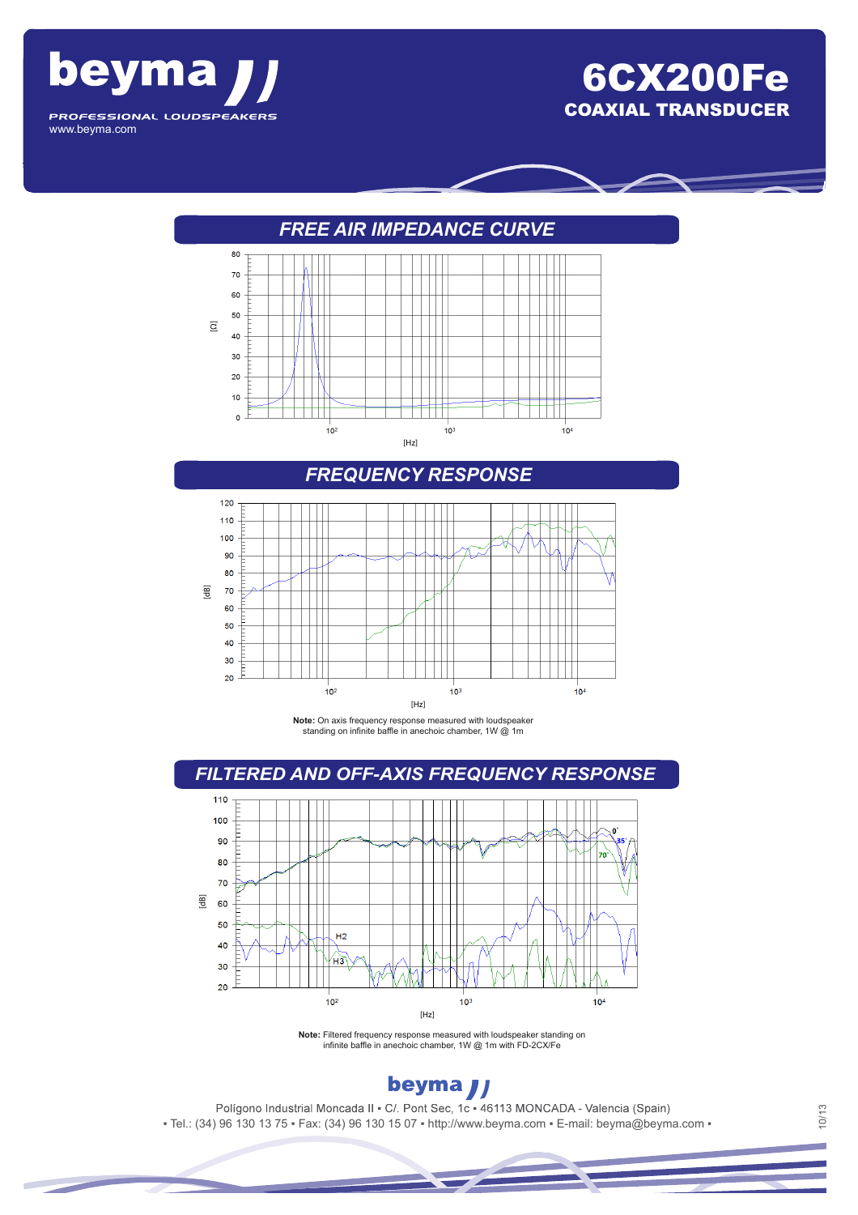beyma
PROFESSIONAL LOUDSPEAKERS
www.beyma.com

# 6CX200Fe
## COAXIAL TRANSDUCER

## FREE AIR IMPEDANCE CURVE

80
70
60
50
40
30
20
10
0
[Ω]
$10^2$
$10^3$
$10^4$
[Hz]

## FREQUENCY RESPONSE

120
110
100
90
80
70
60
50
40
30
20
[dB]
$10^2$
$10^3$
$10^4$
[Hz]

**Note:** On axis frequency response measured with loudspeaker standing on infinite baffle in anechoic chamber, 1W @ 1m

## FILTERED AND OFF-AXIS FREQUENCY RESPONSE

110
100
90
80
70
60
50
40
30
20
[dB]
0°
35°
70°
H2
H3
$10^2$
$10^3$
$10^4$
[Hz]

**Note:** Filtered frequency response measured with loudspeaker standing on infinite baffle in anechoic chamber, 1W @ 1m with FD-2CX/Fe

beyma

Polígono Industrial Moncada II • C/. Pont Sec, 1c • 46113 MONCADA - Valencia (Spain)
• Tel.: (34) 96 130 13 75 • Fax: (34) 96 130 15 07 • http://www.beyma.com • E-mail: beyma@beyma.com •

10/13